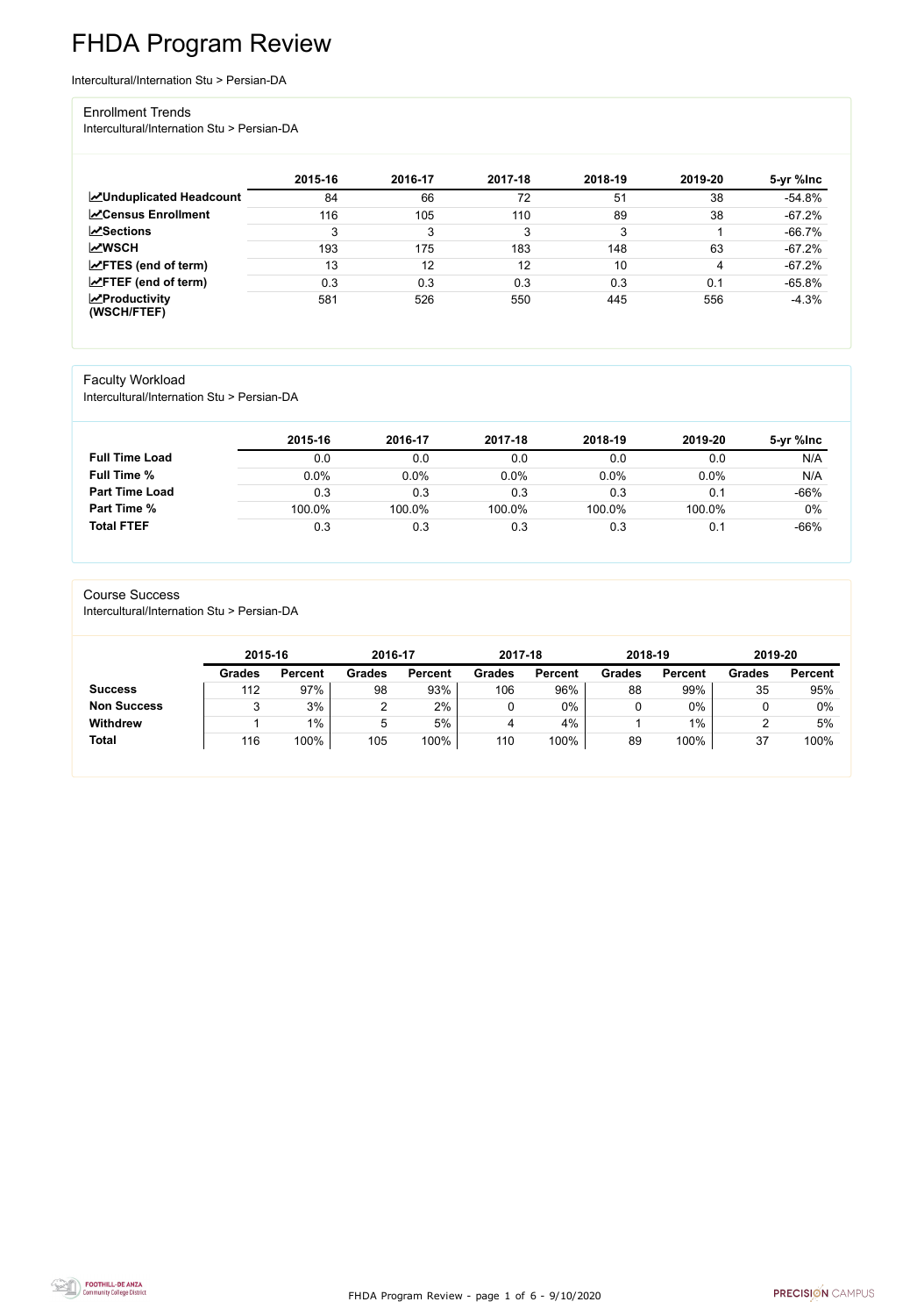# FHDA Program Review

Intercultural/Internation Stu > Persian-DA

## Enrollment Trends

Intercultural/Internation Stu > Persian-DA

| | 2015-16 | 2016-17 | 2017-18 | 2018-19 | 2019-20 | 5-yr %Inc |
|---|---|---|---|---|---|---|
| **Unduplicated Headcount** | 84 | 66 | 72 | 51 | 38 | -54.8% |
| **Census Enrollment** | 116 | 105 | 110 | 89 | 38 | -67.2% |
| **Sections** | 3 | 3 | 3 | 3 | 1 | -66.7% |
| **WSCH** | 193 | 175 | 183 | 148 | 63 | -67.2% |
| **FTES (end of term)** | 13 | 12 | 12 | 10 | 4 | -67.2% |
| **FTEF (end of term)** | 0.3 | 0.3 | 0.3 | 0.3 | 0.1 | -65.8% |
| **Productivity (WSCH/FTEF)** | 581 | 526 | 550 | 445 | 556 | -4.3% |

## Faculty Workload

Intercultural/Internation Stu > Persian-DA

| | 2015-16 | 2016-17 | 2017-18 | 2018-19 | 2019-20 | 5-yr %Inc |
|---|---|---|---|---|---|---|
| **Full Time Load** | 0.0 | 0.0 | 0.0 | 0.0 | 0.0 | N/A |
| **Full Time %** | 0.0% | 0.0% | 0.0% | 0.0% | 0.0% | N/A |
| **Part Time Load** | 0.3 | 0.3 | 0.3 | 0.3 | 0.1 | -66% |
| **Part Time %** | 100.0% | 100.0% | 100.0% | 100.0% | 100.0% | 0% |
| **Total FTEF** | 0.3 | 0.3 | 0.3 | 0.3 | 0.1 | -66% |

## Course Success

Intercultural/Internation Stu > Persian-DA

| | 2015-16 | | 2016-17 | | 2017-18 | | 2018-19 | | 2019-20 | |
|---|---|---|---|---|---|---|---|---|---|---|
| | Grades | Percent | Grades | Percent | Grades | Percent | Grades | Percent | Grades | Percent |
| **Success** | 112 | 97% | 98 | 93% | 106 | 96% | 88 | 99% | 35 | 95% |
| **Non Success** | 3 | 3% | 2 | 2% | 0 | 0% | 0 | 0% | 0 | 0% |
| **Withdrew** | 1 | 1% | 5 | 5% | 4 | 4% | 1 | 1% | 2 | 5% |
| **Total** | 116 | 100% | 105 | 100% | 110 | 100% | 89 | 100% | 37 | 100% |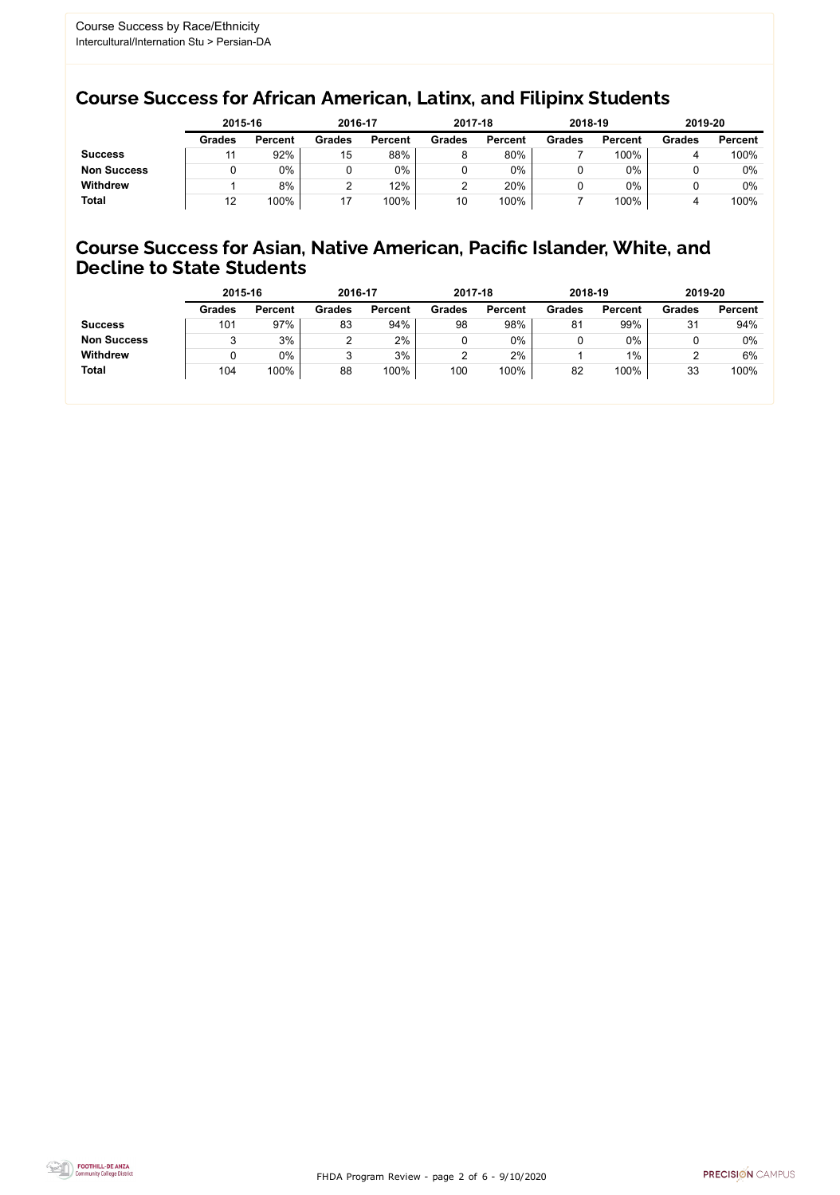Course Success by Race/Ethnicity
Intercultural/Internation Stu > Persian-DA

## Course Success for African American, Latinx, and Filipinx Students

| | 2015-16 | | 2016-17 | | 2017-18 | | 2018-19 | | 2019-20 | |
|---|---|---|---|---|---|---|---|---|---|---|
| | Grades | Percent | Grades | Percent | Grades | Percent | Grades | Percent | Grades | Percent |
| **Success** | 11 | 92% | 15 | 88% | 8 | 80% | 7 | 100% | 4 | 100% |
| **Non Success** | 0 | 0% | 0 | 0% | 0 | 0% | 0 | 0% | 0 | 0% |
| **Withdrew** | 1 | 8% | 2 | 12% | 2 | 20% | 0 | 0% | 0 | 0% |
| **Total** | 12 | 100% | 17 | 100% | 10 | 100% | 7 | 100% | 4 | 100% |

## Course Success for Asian, Native American, Pacific Islander, White, and Decline to State Students

| | 2015-16 | | 2016-17 | | 2017-18 | | 2018-19 | | 2019-20 | |
|---|---|---|---|---|---|---|---|---|---|---|
| | Grades | Percent | Grades | Percent | Grades | Percent | Grades | Percent | Grades | Percent |
| **Success** | 101 | 97% | 83 | 94% | 98 | 98% | 81 | 99% | 31 | 94% |
| **Non Success** | 3 | 3% | 2 | 2% | 0 | 0% | 0 | 0% | 0 | 0% |
| **Withdrew** | 0 | 0% | 3 | 3% | 2 | 2% | 1 | 1% | 2 | 6% |
| **Total** | 104 | 100% | 88 | 100% | 100 | 100% | 82 | 100% | 33 | 100% |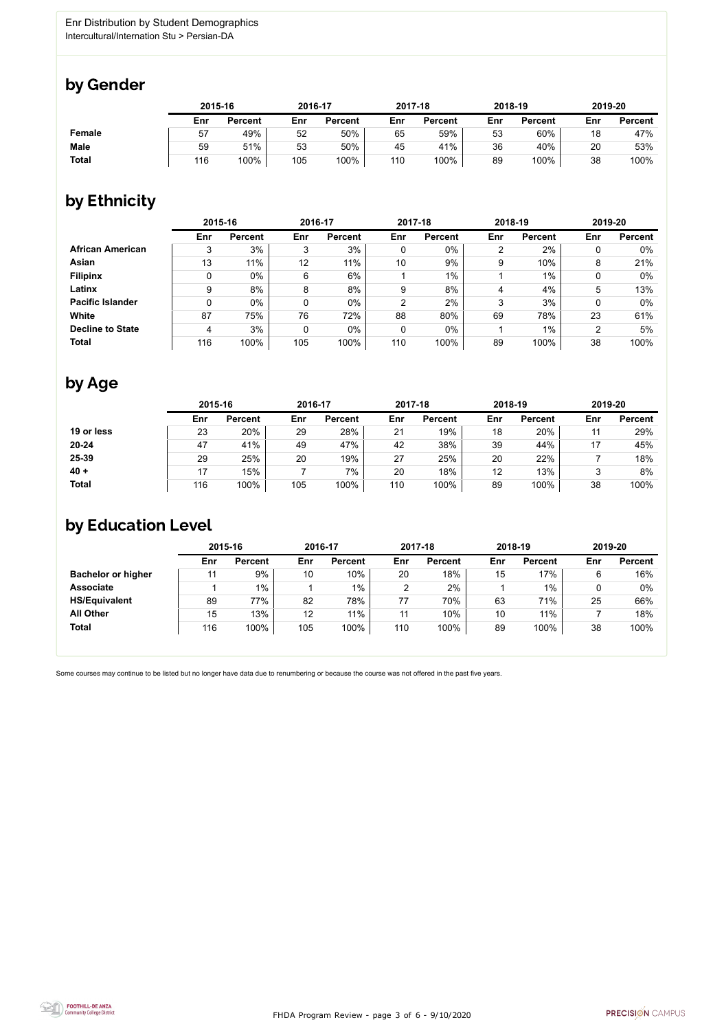Enr Distribution by Student Demographics
Intercultural/Internation Stu > Persian-DA

## by Gender

| | 2015-16 | | 2016-17 | | 2017-18 | | 2018-19 | | 2019-20 | |
|---|---|---|---|---|---|---|---|---|---|---|
| | Enr | Percent | Enr | Percent | Enr | Percent | Enr | Percent | Enr | Percent |
| **Female** | 57 | 49% | 52 | 50% | 65 | 59% | 53 | 60% | 18 | 47% |
| **Male** | 59 | 51% | 53 | 50% | 45 | 41% | 36 | 40% | 20 | 53% |
| **Total** | 116 | 100% | 105 | 100% | 110 | 100% | 89 | 100% | 38 | 100% |

## by Ethnicity

| | 2015-16 | | 2016-17 | | 2017-18 | | 2018-19 | | 2019-20 | |
|---|---|---|---|---|---|---|---|---|---|---|
| | Enr | Percent | Enr | Percent | Enr | Percent | Enr | Percent | Enr | Percent |
| **African American** | 3 | 3% | 3 | 3% | 0 | 0% | 2 | 2% | 0 | 0% |
| **Asian** | 13 | 11% | 12 | 11% | 10 | 9% | 9 | 10% | 8 | 21% |
| **Filipinx** | 0 | 0% | 6 | 6% | 1 | 1% | 1 | 1% | 0 | 0% |
| **Latinx** | 9 | 8% | 8 | 8% | 9 | 8% | 4 | 4% | 5 | 13% |
| **Pacific Islander** | 0 | 0% | 0 | 0% | 2 | 2% | 3 | 3% | 0 | 0% |
| **White** | 87 | 75% | 76 | 72% | 88 | 80% | 69 | 78% | 23 | 61% |
| **Decline to State** | 4 | 3% | 0 | 0% | 0 | 0% | 1 | 1% | 2 | 5% |
| **Total** | 116 | 100% | 105 | 100% | 110 | 100% | 89 | 100% | 38 | 100% |

## by Age

| | 2015-16 | | 2016-17 | | 2017-18 | | 2018-19 | | 2019-20 | |
|---|---|---|---|---|---|---|---|---|---|---|
| | Enr | Percent | Enr | Percent | Enr | Percent | Enr | Percent | Enr | Percent |
| **19 or less** | 23 | 20% | 29 | 28% | 21 | 19% | 18 | 20% | 11 | 29% |
| **20-24** | 47 | 41% | 49 | 47% | 42 | 38% | 39 | 44% | 17 | 45% |
| **25-39** | 29 | 25% | 20 | 19% | 27 | 25% | 20 | 22% | 7 | 18% |
| **40 +** | 17 | 15% | 7 | 7% | 20 | 18% | 12 | 13% | 3 | 8% |
| **Total** | 116 | 100% | 105 | 100% | 110 | 100% | 89 | 100% | 38 | 100% |

## by Education Level

| | 2015-16 | | 2016-17 | | 2017-18 | | 2018-19 | | 2019-20 | |
|---|---|---|---|---|---|---|---|---|---|---|
| | Enr | Percent | Enr | Percent | Enr | Percent | Enr | Percent | Enr | Percent |
| **Bachelor or higher** | 11 | 9% | 10 | 10% | 20 | 18% | 15 | 17% | 6 | 16% |
| **Associate** | 1 | 1% | 1 | 1% | 2 | 2% | 1 | 1% | 0 | 0% |
| **HS/Equivalent** | 89 | 77% | 82 | 78% | 77 | 70% | 63 | 71% | 25 | 66% |
| **All Other** | 15 | 13% | 12 | 11% | 11 | 10% | 10 | 11% | 7 | 18% |
| **Total** | 116 | 100% | 105 | 100% | 110 | 100% | 89 | 100% | 38 | 100% |

Some courses may continue to be listed but no longer have data due to renumbering or because the course was not offered in the past five years.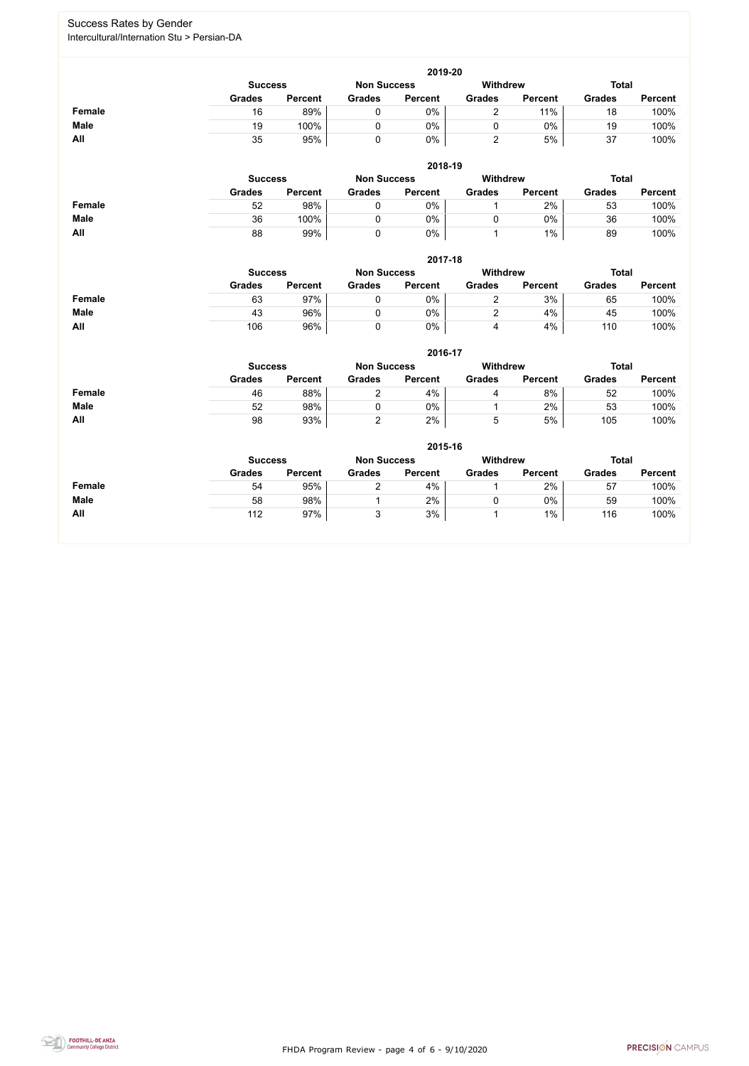# Success Rates by Gender

Intercultural/Internation Stu > Persian-DA

## 2019-20

| | Success | | Non Success | | Withdrew | | Total | |
|---|---|---|---|---|---|---|---|---|
| | Grades | Percent | Grades | Percent | Grades | Percent | Grades | Percent |
| **Female** | 16 | 89% | 0 | 0% | 2 | 11% | 18 | 100% |
| **Male** | 19 | 100% | 0 | 0% | 0 | 0% | 19 | 100% |
| **All** | 35 | 95% | 0 | 0% | 2 | 5% | 37 | 100% |

## 2018-19

| | Success | | Non Success | | Withdrew | | Total | |
|---|---|---|---|---|---|---|---|---|
| | Grades | Percent | Grades | Percent | Grades | Percent | Grades | Percent |
| **Female** | 52 | 98% | 0 | 0% | 1 | 2% | 53 | 100% |
| **Male** | 36 | 100% | 0 | 0% | 0 | 0% | 36 | 100% |
| **All** | 88 | 99% | 0 | 0% | 1 | 1% | 89 | 100% |

## 2017-18

| | Success | | Non Success | | Withdrew | | Total | |
|---|---|---|---|---|---|---|---|---|
| | Grades | Percent | Grades | Percent | Grades | Percent | Grades | Percent |
| **Female** | 63 | 97% | 0 | 0% | 2 | 3% | 65 | 100% |
| **Male** | 43 | 96% | 0 | 0% | 2 | 4% | 45 | 100% |
| **All** | 106 | 96% | 0 | 0% | 4 | 4% | 110 | 100% |

## 2016-17

| | Success | | Non Success | | Withdrew | | Total | |
|---|---|---|---|---|---|---|---|---|
| | Grades | Percent | Grades | Percent | Grades | Percent | Grades | Percent |
| **Female** | 46 | 88% | 2 | 4% | 4 | 8% | 52 | 100% |
| **Male** | 52 | 98% | 0 | 0% | 1 | 2% | 53 | 100% |
| **All** | 98 | 93% | 2 | 2% | 5 | 5% | 105 | 100% |

## 2015-16

| | Success | | Non Success | | Withdrew | | Total | |
|---|---|---|---|---|---|---|---|---|
| | Grades | Percent | Grades | Percent | Grades | Percent | Grades | Percent |
| **Female** | 54 | 95% | 2 | 4% | 1 | 2% | 57 | 100% |
| **Male** | 58 | 98% | 1 | 2% | 0 | 0% | 59 | 100% |
| **All** | 112 | 97% | 3 | 3% | 1 | 1% | 116 | 100% |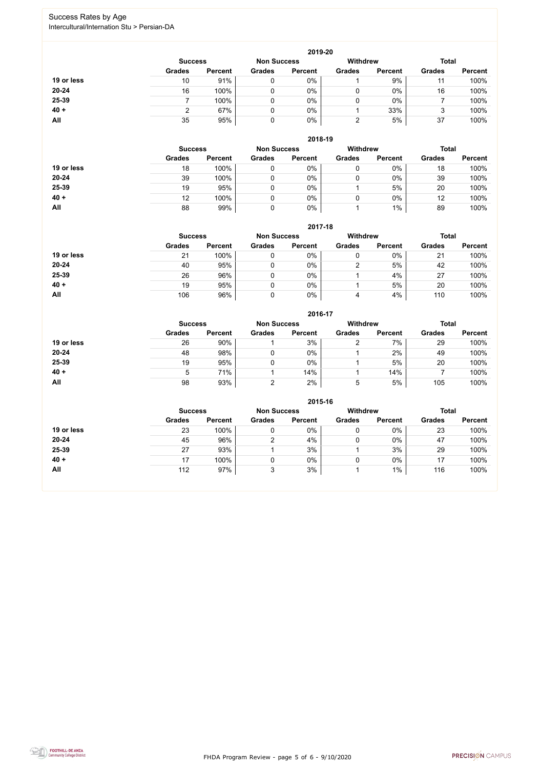# Success Rates by Age

Intercultural/Internation Stu > Persian-DA

## 2019-20

| | Success | | Non Success | | Withdrew | | Total | |
|---|---|---|---|---|---|---|---|---|
| | Grades | Percent | Grades | Percent | Grades | Percent | Grades | Percent |
| 19 or less | 10 | 91% | 0 | 0% | 1 | 9% | 11 | 100% |
| 20-24 | 16 | 100% | 0 | 0% | 0 | 0% | 16 | 100% |
| 25-39 | 7 | 100% | 0 | 0% | 0 | 0% | 7 | 100% |
| 40 + | 2 | 67% | 0 | 0% | 1 | 33% | 3 | 100% |
| All | 35 | 95% | 0 | 0% | 2 | 5% | 37 | 100% |

## 2018-19

| | Success | | Non Success | | Withdrew | | Total | |
|---|---|---|---|---|---|---|---|---|
| | Grades | Percent | Grades | Percent | Grades | Percent | Grades | Percent |
| 19 or less | 18 | 100% | 0 | 0% | 0 | 0% | 18 | 100% |
| 20-24 | 39 | 100% | 0 | 0% | 0 | 0% | 39 | 100% |
| 25-39 | 19 | 95% | 0 | 0% | 1 | 5% | 20 | 100% |
| 40 + | 12 | 100% | 0 | 0% | 0 | 0% | 12 | 100% |
| All | 88 | 99% | 0 | 0% | 1 | 1% | 89 | 100% |

## 2017-18

| | Success | | Non Success | | Withdrew | | Total | |
|---|---|---|---|---|---|---|---|---|
| | Grades | Percent | Grades | Percent | Grades | Percent | Grades | Percent |
| 19 or less | 21 | 100% | 0 | 0% | 0 | 0% | 21 | 100% |
| 20-24 | 40 | 95% | 0 | 0% | 2 | 5% | 42 | 100% |
| 25-39 | 26 | 96% | 0 | 0% | 1 | 4% | 27 | 100% |
| 40 + | 19 | 95% | 0 | 0% | 1 | 5% | 20 | 100% |
| All | 106 | 96% | 0 | 0% | 4 | 4% | 110 | 100% |

## 2016-17

| | Success | | Non Success | | Withdrew | | Total | |
|---|---|---|---|---|---|---|---|---|
| | Grades | Percent | Grades | Percent | Grades | Percent | Grades | Percent |
| 19 or less | 26 | 90% | 1 | 3% | 2 | 7% | 29 | 100% |
| 20-24 | 48 | 98% | 0 | 0% | 1 | 2% | 49 | 100% |
| 25-39 | 19 | 95% | 0 | 0% | 1 | 5% | 20 | 100% |
| 40 + | 5 | 71% | 1 | 14% | 1 | 14% | 7 | 100% |
| All | 98 | 93% | 2 | 2% | 5 | 5% | 105 | 100% |

## 2015-16

| | Success | | Non Success | | Withdrew | | Total | |
|---|---|---|---|---|---|---|---|---|
| | Grades | Percent | Grades | Percent | Grades | Percent | Grades | Percent |
| 19 or less | 23 | 100% | 0 | 0% | 0 | 0% | 23 | 100% |
| 20-24 | 45 | 96% | 2 | 4% | 0 | 0% | 47 | 100% |
| 25-39 | 27 | 93% | 1 | 3% | 1 | 3% | 29 | 100% |
| 40 + | 17 | 100% | 0 | 0% | 0 | 0% | 17 | 100% |
| All | 112 | 97% | 3 | 3% | 1 | 1% | 116 | 100% |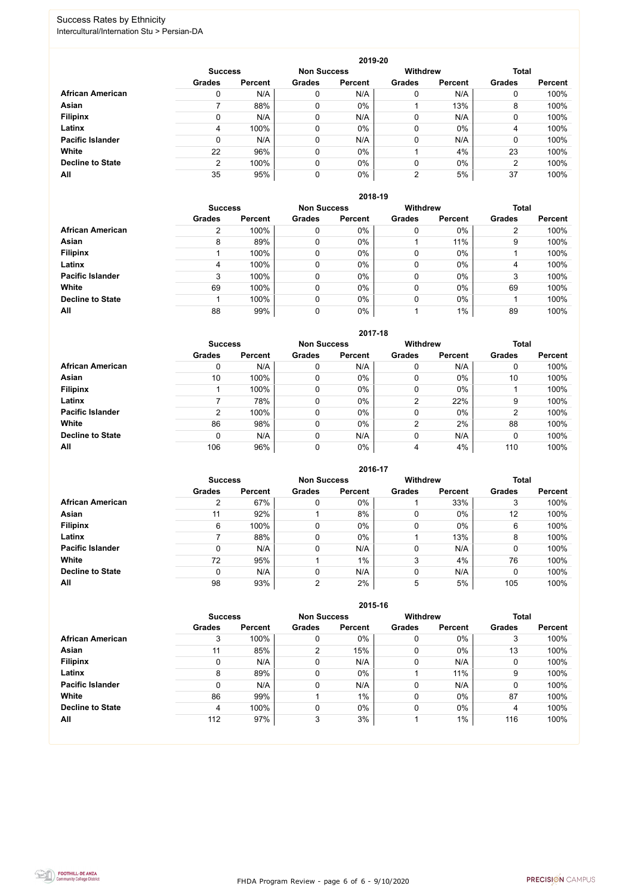# Success Rates by Ethnicity

Intercultural/Internation Stu > Persian-DA

| 2019-20 | Success | | Non Success | | Withdrew | | Total | |
|---|---|---|---|---|---|---|---|---|
| | Grades | Percent | Grades | Percent | Grades | Percent | Grades | Percent |
| **African American** | 0 | N/A | 0 | N/A | 0 | N/A | 0 | 100% |
| **Asian** | 7 | 88% | 0 | 0% | 1 | 13% | 8 | 100% |
| **Filipinx** | 0 | N/A | 0 | N/A | 0 | N/A | 0 | 100% |
| **Latinx** | 4 | 100% | 0 | 0% | 0 | 0% | 4 | 100% |
| **Pacific Islander** | 0 | N/A | 0 | N/A | 0 | N/A | 0 | 100% |
| **White** | 22 | 96% | 0 | 0% | 1 | 4% | 23 | 100% |
| **Decline to State** | 2 | 100% | 0 | 0% | 0 | 0% | 2 | 100% |
| **All** | 35 | 95% | 0 | 0% | 2 | 5% | 37 | 100% |

| 2018-19 | Success | | Non Success | | Withdrew | | Total | |
|---|---|---|---|---|---|---|---|---|
| | Grades | Percent | Grades | Percent | Grades | Percent | Grades | Percent |
| **African American** | 2 | 100% | 0 | 0% | 0 | 0% | 2 | 100% |
| **Asian** | 8 | 89% | 0 | 0% | 1 | 11% | 9 | 100% |
| **Filipinx** | 1 | 100% | 0 | 0% | 0 | 0% | 1 | 100% |
| **Latinx** | 4 | 100% | 0 | 0% | 0 | 0% | 4 | 100% |
| **Pacific Islander** | 3 | 100% | 0 | 0% | 0 | 0% | 3 | 100% |
| **White** | 69 | 100% | 0 | 0% | 0 | 0% | 69 | 100% |
| **Decline to State** | 1 | 100% | 0 | 0% | 0 | 0% | 1 | 100% |
| **All** | 88 | 99% | 0 | 0% | 1 | 1% | 89 | 100% |

| 2017-18 | Success | | Non Success | | Withdrew | | Total | |
|---|---|---|---|---|---|---|---|---|
| | Grades | Percent | Grades | Percent | Grades | Percent | Grades | Percent |
| **African American** | 0 | N/A | 0 | N/A | 0 | N/A | 0 | 100% |
| **Asian** | 10 | 100% | 0 | 0% | 0 | 0% | 10 | 100% |
| **Filipinx** | 1 | 100% | 0 | 0% | 0 | 0% | 1 | 100% |
| **Latinx** | 7 | 78% | 0 | 0% | 2 | 22% | 9 | 100% |
| **Pacific Islander** | 2 | 100% | 0 | 0% | 0 | 0% | 2 | 100% |
| **White** | 86 | 98% | 0 | 0% | 2 | 2% | 88 | 100% |
| **Decline to State** | 0 | N/A | 0 | N/A | 0 | N/A | 0 | 100% |
| **All** | 106 | 96% | 0 | 0% | 4 | 4% | 110 | 100% |

| 2016-17 | Success | | Non Success | | Withdrew | | Total | |
|---|---|---|---|---|---|---|---|---|
| | Grades | Percent | Grades | Percent | Grades | Percent | Grades | Percent |
| **African American** | 2 | 67% | 0 | 0% | 1 | 33% | 3 | 100% |
| **Asian** | 11 | 92% | 1 | 8% | 0 | 0% | 12 | 100% |
| **Filipinx** | 6 | 100% | 0 | 0% | 0 | 0% | 6 | 100% |
| **Latinx** | 7 | 88% | 0 | 0% | 1 | 13% | 8 | 100% |
| **Pacific Islander** | 0 | N/A | 0 | N/A | 0 | N/A | 0 | 100% |
| **White** | 72 | 95% | 1 | 1% | 3 | 4% | 76 | 100% |
| **Decline to State** | 0 | N/A | 0 | N/A | 0 | N/A | 0 | 100% |
| **All** | 98 | 93% | 2 | 2% | 5 | 5% | 105 | 100% |

| 2015-16 | Success | | Non Success | | Withdrew | | Total | |
|---|---|---|---|---|---|---|---|---|
| | Grades | Percent | Grades | Percent | Grades | Percent | Grades | Percent |
| **African American** | 3 | 100% | 0 | 0% | 0 | 0% | 3 | 100% |
| **Asian** | 11 | 85% | 2 | 15% | 0 | 0% | 13 | 100% |
| **Filipinx** | 0 | N/A | 0 | N/A | 0 | N/A | 0 | 100% |
| **Latinx** | 8 | 89% | 0 | 0% | 1 | 11% | 9 | 100% |
| **Pacific Islander** | 0 | N/A | 0 | N/A | 0 | N/A | 0 | 100% |
| **White** | 86 | 99% | 1 | 1% | 0 | 0% | 87 | 100% |
| **Decline to State** | 4 | 100% | 0 | 0% | 0 | 0% | 4 | 100% |
| **All** | 112 | 97% | 3 | 3% | 1 | 1% | 116 | 100% |